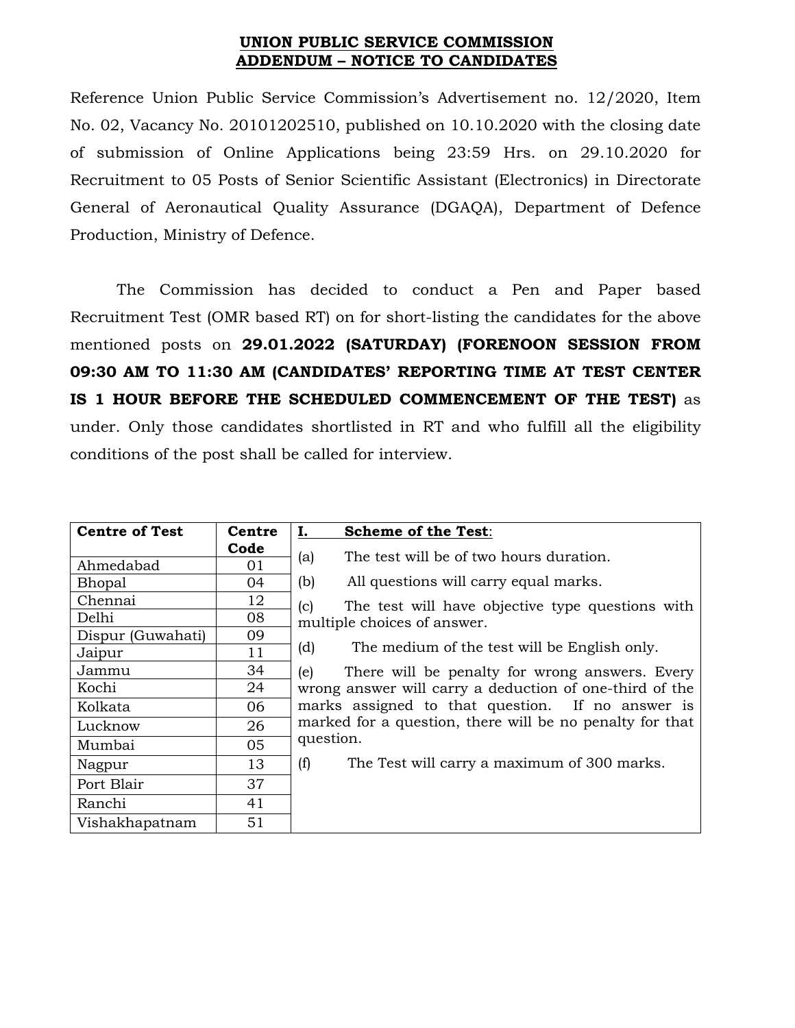**UNION PUBLIC SERVICE COMMISSION**
**ADDENDUM – NOTICE TO CANDIDATES**

Reference Union Public Service Commission's Advertisement no. 12/2020, Item No. 02, Vacancy No. 20101202510, published on 10.10.2020 with the closing date of submission of Online Applications being 23:59 Hrs. on 29.10.2020 for Recruitment to 05 Posts of Senior Scientific Assistant (Electronics) in Directorate General of Aeronautical Quality Assurance (DGAQA), Department of Defence Production, Ministry of Defence.

The Commission has decided to conduct a Pen and Paper based Recruitment Test (OMR based RT) on for short-listing the candidates for the above mentioned posts on **29.01.2022 (SATURDAY) (FORENOON SESSION FROM 09:30 AM TO 11:30 AM (CANDIDATES' REPORTING TIME AT TEST CENTER IS 1 HOUR BEFORE THE SCHEDULED COMMENCEMENT OF THE TEST)** as under. Only those candidates shortlisted in RT and who fulfill all the eligibility conditions of the post shall be called for interview.

| Centre of Test | Centre Code |
|---|---|
| Ahmedabad | 01 |
| Bhopal | 04 |
| Chennai | 12 |
| Delhi | 08 |
| Dispur (Guwahati) | 09 |
| Jaipur | 11 |
| Jammu | 34 |
| Kochi | 24 |
| Kolkata | 06 |
| Lucknow | 26 |
| Mumbai | 05 |
| Nagpur | 13 |
| Port Blair | 37 |
| Ranchi | 41 |
| Vishakhapatnam | 51 |

**I. Scheme of the Test:**

(a) The test will be of two hours duration.

(b) All questions will carry equal marks.

(c) The test will have objective type questions with multiple choices of answer.

(d) The medium of the test will be English only.

(e) There will be penalty for wrong answers. Every wrong answer will carry a deduction of one-third of the marks assigned to that question. If no answer is marked for a question, there will be no penalty for that question.

(f) The Test will carry a maximum of 300 marks.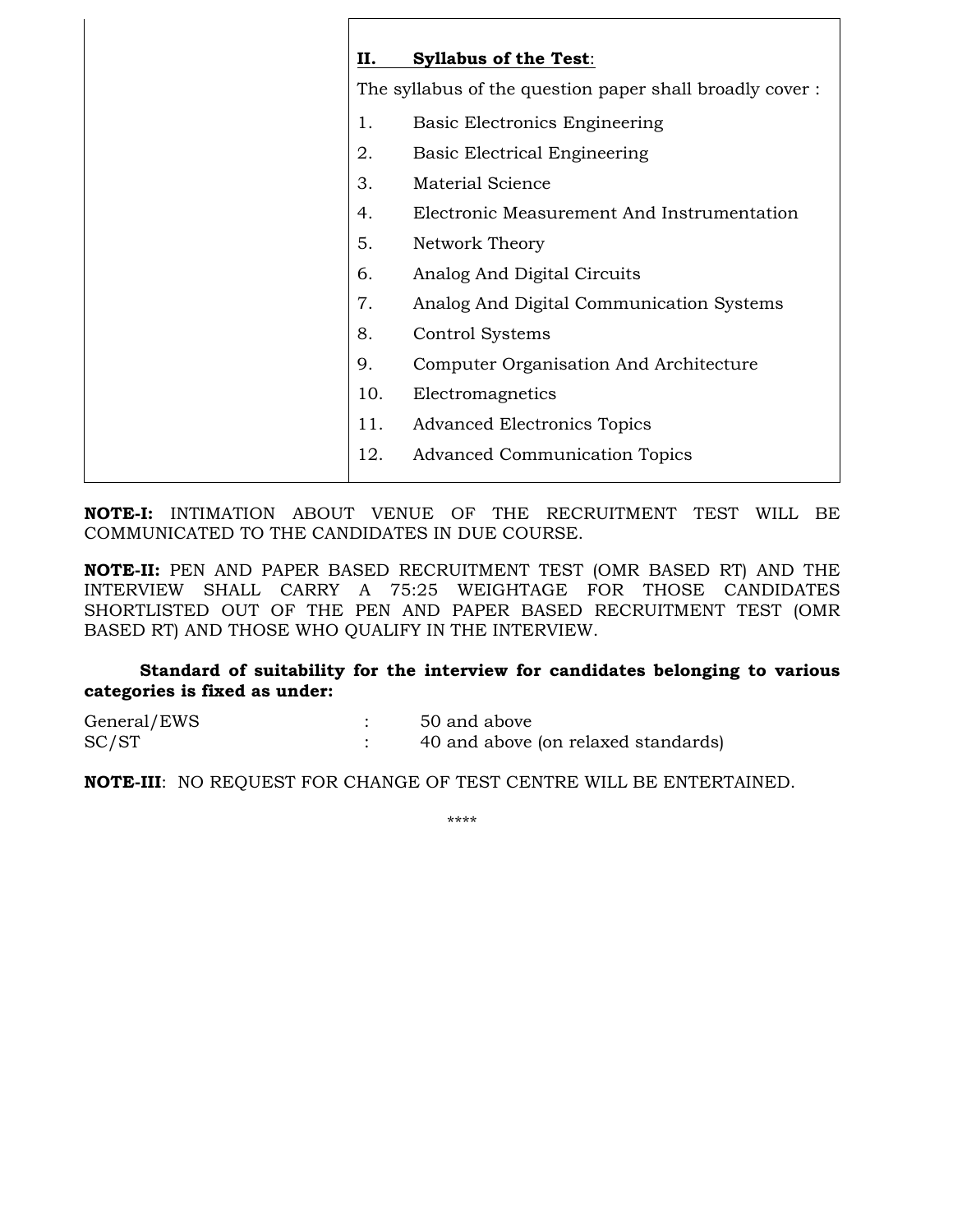| | |
|---|---|
| | **II. Syllabus of the Test**:<br><br>The syllabus of the question paper shall broadly cover :<br><br>1. Basic Electronics Engineering<br>2. Basic Electrical Engineering<br>3. Material Science<br>4. Electronic Measurement And Instrumentation<br>5. Network Theory<br>6. Analog And Digital Circuits<br>7. Analog And Digital Communication Systems<br>8. Control Systems<br>9. Computer Organisation And Architecture<br>10. Electromagnetics<br>11. Advanced Electronics Topics<br>12. Advanced Communication Topics |

**NOTE-I:** INTIMATION ABOUT VENUE OF THE RECRUITMENT TEST WILL BE COMMUNICATED TO THE CANDIDATES IN DUE COURSE.

**NOTE-II:** PEN AND PAPER BASED RECRUITMENT TEST (OMR BASED RT) AND THE INTERVIEW SHALL CARRY A 75:25 WEIGHTAGE FOR THOSE CANDIDATES SHORTLISTED OUT OF THE PEN AND PAPER BASED RECRUITMENT TEST (OMR BASED RT) AND THOSE WHO QUALIFY IN THE INTERVIEW.

**Standard of suitability for the interview for candidates belonging to various categories is fixed as under:**

| | | |
|---|---|---|
| General/EWS | : | 50 and above |
| SC/ST | : | 40 and above (on relaxed standards) |

**NOTE-III**: NO REQUEST FOR CHANGE OF TEST CENTRE WILL BE ENTERTAINED.

****